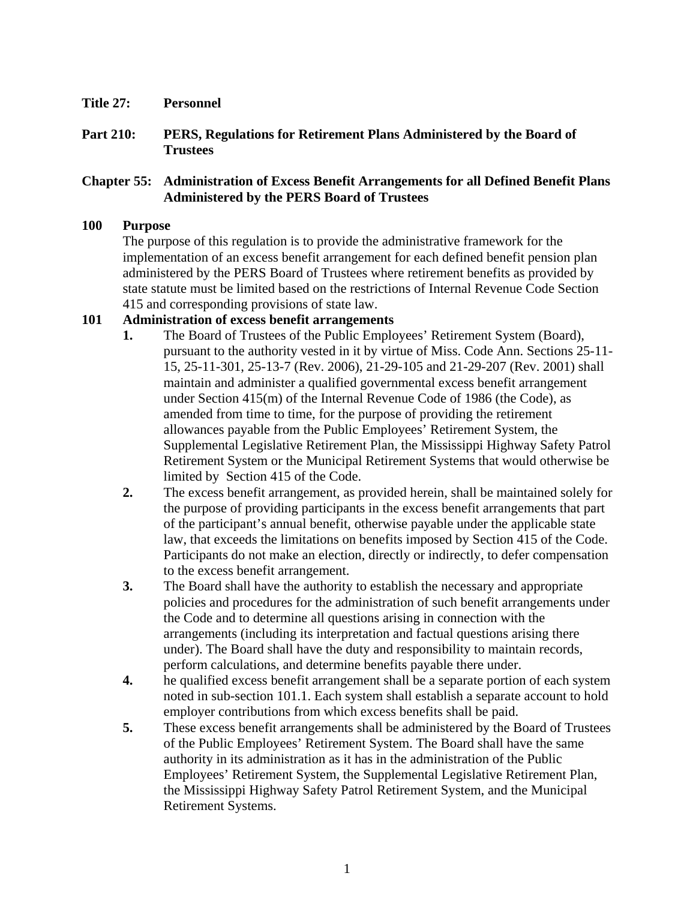**Title 27: Personnel**

**Part 210: PERS, Regulations for Retirement Plans Administered by the Board of Trustees**

**Chapter 55: Administration of Excess Benefit Arrangements for all Defined Benefit Plans Administered by the PERS Board of Trustees**

**100 Purpose**

The purpose of this regulation is to provide the administrative framework for the implementation of an excess benefit arrangement for each defined benefit pension plan administered by the PERS Board of Trustees where retirement benefits as provided by state statute must be limited based on the restrictions of Internal Revenue Code Section 415 and corresponding provisions of state law.

**101 Administration of excess benefit arrangements**

**1.** The Board of Trustees of the Public Employees' Retirement System (Board), pursuant to the authority vested in it by virtue of Miss. Code Ann. Sections 25-11-15, 25-11-301, 25-13-7 (Rev. 2006), 21-29-105 and 21-29-207 (Rev. 2001) shall maintain and administer a qualified governmental excess benefit arrangement under Section 415(m) of the Internal Revenue Code of 1986 (the Code), as amended from time to time, for the purpose of providing the retirement allowances payable from the Public Employees' Retirement System, the Supplemental Legislative Retirement Plan, the Mississippi Highway Safety Patrol Retirement System or the Municipal Retirement Systems that would otherwise be limited by Section 415 of the Code.

**2.** The excess benefit arrangement, as provided herein, shall be maintained solely for the purpose of providing participants in the excess benefit arrangements that part of the participant's annual benefit, otherwise payable under the applicable state law, that exceeds the limitations on benefits imposed by Section 415 of the Code. Participants do not make an election, directly or indirectly, to defer compensation to the excess benefit arrangement.

**3.** The Board shall have the authority to establish the necessary and appropriate policies and procedures for the administration of such benefit arrangements under the Code and to determine all questions arising in connection with the arrangements (including its interpretation and factual questions arising there under). The Board shall have the duty and responsibility to maintain records, perform calculations, and determine benefits payable there under.

**4.** he qualified excess benefit arrangement shall be a separate portion of each system noted in sub-section 101.1. Each system shall establish a separate account to hold employer contributions from which excess benefits shall be paid.

**5.** These excess benefit arrangements shall be administered by the Board of Trustees of the Public Employees' Retirement System. The Board shall have the same authority in its administration as it has in the administration of the Public Employees' Retirement System, the Supplemental Legislative Retirement Plan, the Mississippi Highway Safety Patrol Retirement System, and the Municipal Retirement Systems.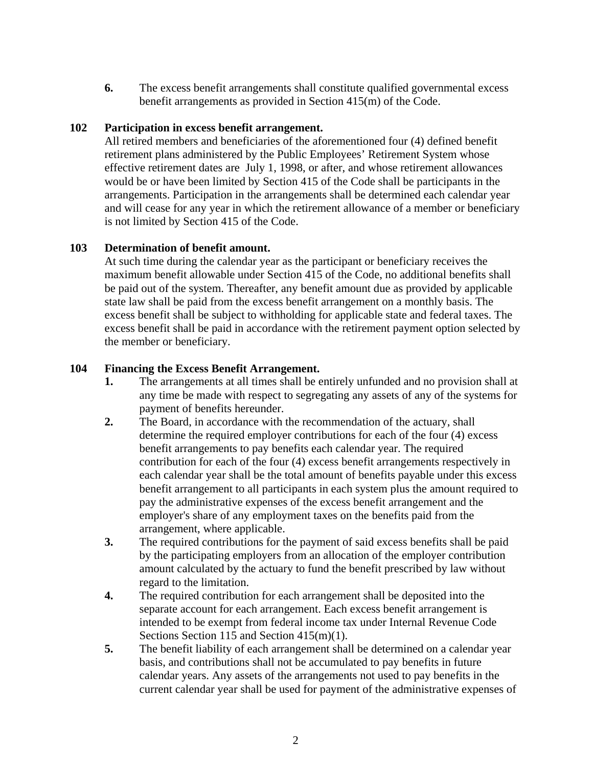6. The excess benefit arrangements shall constitute qualified governmental excess benefit arrangements as provided in Section 415(m) of the Code.

### 102 Participation in excess benefit arrangement.

All retired members and beneficiaries of the aforementioned four (4) defined benefit retirement plans administered by the Public Employees' Retirement System whose effective retirement dates are July 1, 1998, or after, and whose retirement allowances would be or have been limited by Section 415 of the Code shall be participants in the arrangements. Participation in the arrangements shall be determined each calendar year and will cease for any year in which the retirement allowance of a member or beneficiary is not limited by Section 415 of the Code.

### 103 Determination of benefit amount.

At such time during the calendar year as the participant or beneficiary receives the maximum benefit allowable under Section 415 of the Code, no additional benefits shall be paid out of the system. Thereafter, any benefit amount due as provided by applicable state law shall be paid from the excess benefit arrangement on a monthly basis. The excess benefit shall be subject to withholding for applicable state and federal taxes. The excess benefit shall be paid in accordance with the retirement payment option selected by the member or beneficiary.

### 104 Financing the Excess Benefit Arrangement.

1. The arrangements at all times shall be entirely unfunded and no provision shall at any time be made with respect to segregating any assets of any of the systems for payment of benefits hereunder.
2. The Board, in accordance with the recommendation of the actuary, shall determine the required employer contributions for each of the four (4) excess benefit arrangements to pay benefits each calendar year. The required contribution for each of the four (4) excess benefit arrangements respectively in each calendar year shall be the total amount of benefits payable under this excess benefit arrangement to all participants in each system plus the amount required to pay the administrative expenses of the excess benefit arrangement and the employer's share of any employment taxes on the benefits paid from the arrangement, where applicable.
3. The required contributions for the payment of said excess benefits shall be paid by the participating employers from an allocation of the employer contribution amount calculated by the actuary to fund the benefit prescribed by law without regard to the limitation.
4. The required contribution for each arrangement shall be deposited into the separate account for each arrangement. Each excess benefit arrangement is intended to be exempt from federal income tax under Internal Revenue Code Sections Section 115 and Section 415(m)(1).
5. The benefit liability of each arrangement shall be determined on a calendar year basis, and contributions shall not be accumulated to pay benefits in future calendar years. Any assets of the arrangements not used to pay benefits in the current calendar year shall be used for payment of the administrative expenses of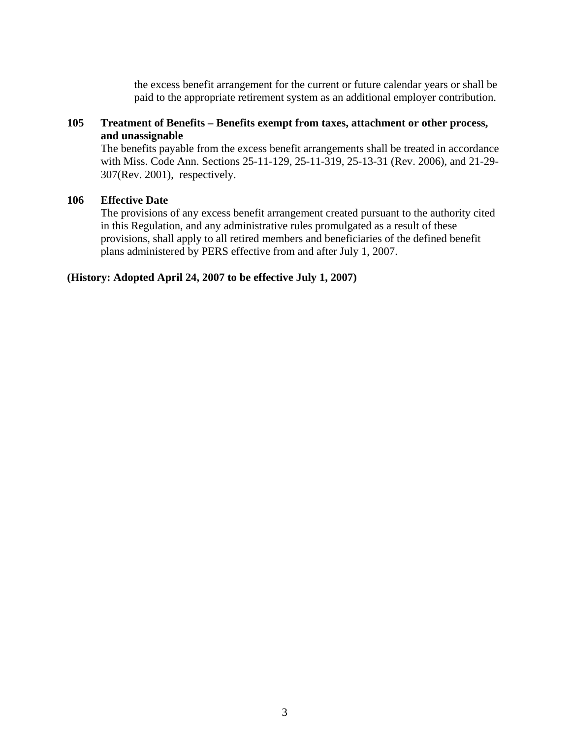the excess benefit arrangement for the current or future calendar years or shall be paid to the appropriate retirement system as an additional employer contribution.

**105 Treatment of Benefits – Benefits exempt from taxes, attachment or other process, and unassignable**

The benefits payable from the excess benefit arrangements shall be treated in accordance with Miss. Code Ann. Sections 25-11-129, 25-11-319, 25-13-31 (Rev. 2006), and 21-29-307(Rev. 2001), respectively.

**106 Effective Date**

The provisions of any excess benefit arrangement created pursuant to the authority cited in this Regulation, and any administrative rules promulgated as a result of these provisions, shall apply to all retired members and beneficiaries of the defined benefit plans administered by PERS effective from and after July 1, 2007.

**(History: Adopted April 24, 2007 to be effective July 1, 2007)**